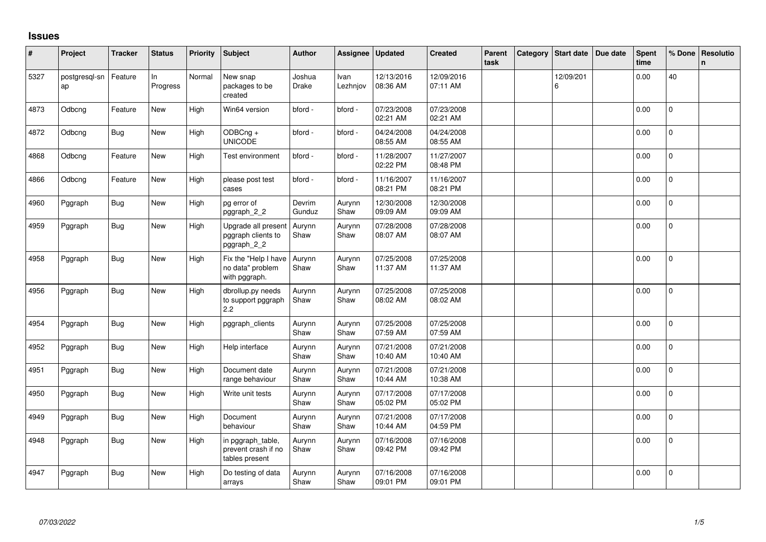# Issues

| # | Project | Tracker | Status | Priority | Subject | Author | Assignee | Updated | Created | Parent task | Category | Start date | Due date | Spent time | % Done | Resolution |
|---|---|---|---|---|---|---|---|---|---|---|---|---|---|---|---|---|
| 5327 | postgresql-snap | Feature | In Progress | Normal | New snap packages to be created | Joshua Drake | Ivan Lezhnjov | 12/13/2016 08:36 AM | 12/09/2016 07:11 AM | | | 12/09/2016 | | 0.00 | 40 | |
| 4873 | Odbcng | Feature | New | High | Win64 version | bford - | bford - | 07/23/2008 02:21 AM | 07/23/2008 02:21 AM | | | | | 0.00 | 0 | |
| 4872 | Odbcng | Bug | New | High | ODBCng + UNICODE | bford - | bford - | 04/24/2008 08:55 AM | 04/24/2008 08:55 AM | | | | | 0.00 | 0 | |
| 4868 | Odbcng | Feature | New | High | Test environment | bford - | bford - | 11/28/2007 02:22 PM | 11/27/2007 08:48 PM | | | | | 0.00 | 0 | |
| 4866 | Odbcng | Feature | New | High | please post test cases | bford - | bford - | 11/16/2007 08:21 PM | 11/16/2007 08:21 PM | | | | | 0.00 | 0 | |
| 4960 | Pggraph | Bug | New | High | pg error of pggraph_2_2 | Devrim Gunduz | Aurynn Shaw | 12/30/2008 09:09 AM | 12/30/2008 09:09 AM | | | | | 0.00 | 0 | |
| 4959 | Pggraph | Bug | New | High | Upgrade all present pggraph clients to pggraph_2_2 | Aurynn Shaw | Aurynn Shaw | 07/28/2008 08:07 AM | 07/28/2008 08:07 AM | | | | | 0.00 | 0 | |
| 4958 | Pggraph | Bug | New | High | Fix the "Help I have no data" problem with pggraph. | Aurynn Shaw | Aurynn Shaw | 07/25/2008 11:37 AM | 07/25/2008 11:37 AM | | | | | 0.00 | 0 | |
| 4956 | Pggraph | Bug | New | High | dbrollup.py needs to support pggraph 2.2 | Aurynn Shaw | Aurynn Shaw | 07/25/2008 08:02 AM | 07/25/2008 08:02 AM | | | | | 0.00 | 0 | |
| 4954 | Pggraph | Bug | New | High | pggraph_clients | Aurynn Shaw | Aurynn Shaw | 07/25/2008 07:59 AM | 07/25/2008 07:59 AM | | | | | 0.00 | 0 | |
| 4952 | Pggraph | Bug | New | High | Help interface | Aurynn Shaw | Aurynn Shaw | 07/21/2008 10:40 AM | 07/21/2008 10:40 AM | | | | | 0.00 | 0 | |
| 4951 | Pggraph | Bug | New | High | Document date range behaviour | Aurynn Shaw | Aurynn Shaw | 07/21/2008 10:44 AM | 07/21/2008 10:38 AM | | | | | 0.00 | 0 | |
| 4950 | Pggraph | Bug | New | High | Write unit tests | Aurynn Shaw | Aurynn Shaw | 07/17/2008 05:02 PM | 07/17/2008 05:02 PM | | | | | 0.00 | 0 | |
| 4949 | Pggraph | Bug | New | High | Document behaviour | Aurynn Shaw | Aurynn Shaw | 07/21/2008 10:44 AM | 07/17/2008 04:59 PM | | | | | 0.00 | 0 | |
| 4948 | Pggraph | Bug | New | High | in pggraph_table, prevent crash if no tables present | Aurynn Shaw | Aurynn Shaw | 07/16/2008 09:42 PM | 07/16/2008 09:42 PM | | | | | 0.00 | 0 | |
| 4947 | Pggraph | Bug | New | High | Do testing of data arrays | Aurynn Shaw | Aurynn Shaw | 07/16/2008 09:01 PM | 07/16/2008 09:01 PM | | | | | 0.00 | 0 | |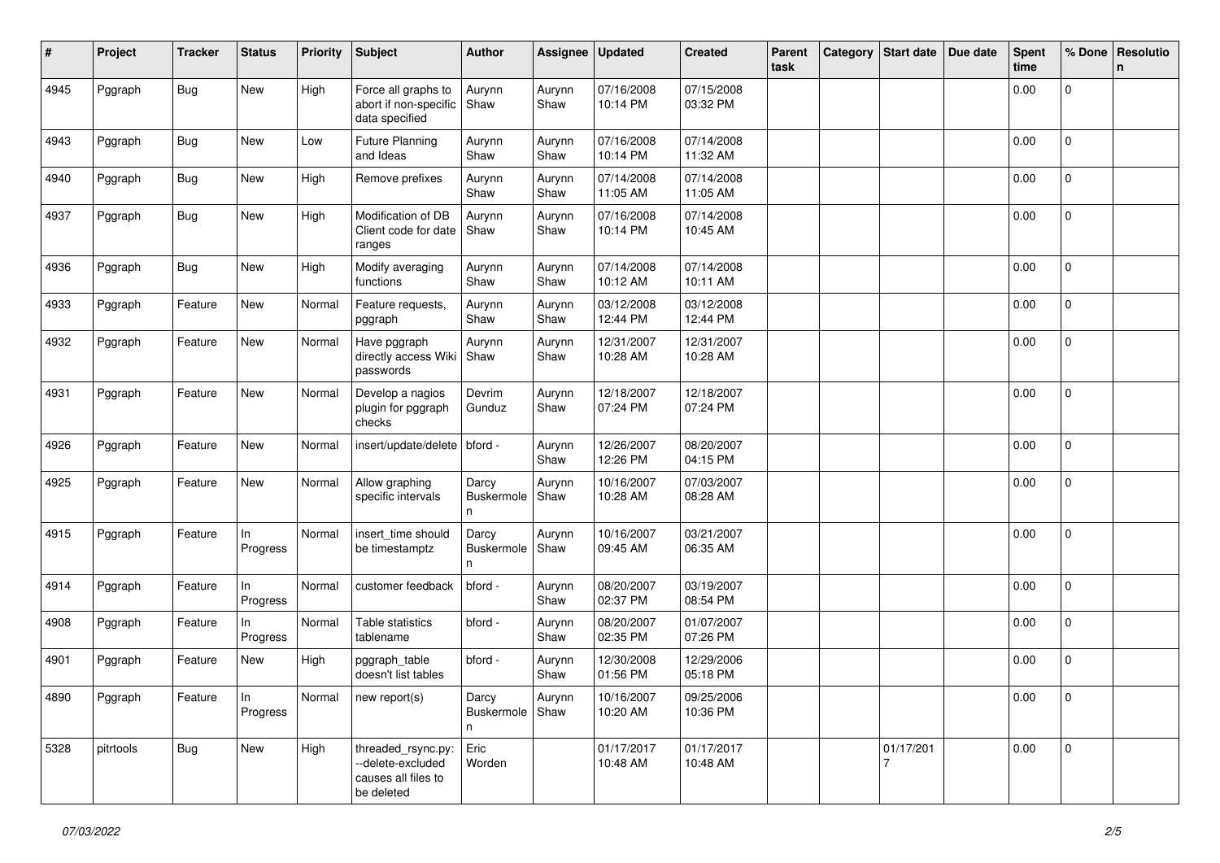| # | Project | Tracker | Status | Priority | Subject | Author | Assignee | Updated | Created | Parent task | Category | Start date | Due date | Spent time | % Done | Resolution |
|---|---|---|---|---|---|---|---|---|---|---|---|---|---|---|---|---|
| 4945 | Pggraph | Bug | New | High | Force all graphs to abort if non-specific data specified | Aurynn Shaw | Aurynn Shaw | 07/16/2008 10:14 PM | 07/15/2008 03:32 PM | | | | | 0.00 | 0 | |
| 4943 | Pggraph | Bug | New | Low | Future Planning and Ideas | Aurynn Shaw | Aurynn Shaw | 07/16/2008 10:14 PM | 07/14/2008 11:32 AM | | | | | 0.00 | 0 | |
| 4940 | Pggraph | Bug | New | High | Remove prefixes | Aurynn Shaw | Aurynn Shaw | 07/14/2008 11:05 AM | 07/14/2008 11:05 AM | | | | | 0.00 | 0 | |
| 4937 | Pggraph | Bug | New | High | Modification of DB Client code for date ranges | Aurynn Shaw | Aurynn Shaw | 07/16/2008 10:14 PM | 07/14/2008 10:45 AM | | | | | 0.00 | 0 | |
| 4936 | Pggraph | Bug | New | High | Modify averaging functions | Aurynn Shaw | Aurynn Shaw | 07/14/2008 10:12 AM | 07/14/2008 10:11 AM | | | | | 0.00 | 0 | |
| 4933 | Pggraph | Feature | New | Normal | Feature requests, pggraph | Aurynn Shaw | Aurynn Shaw | 03/12/2008 12:44 PM | 03/12/2008 12:44 PM | | | | | 0.00 | 0 | |
| 4932 | Pggraph | Feature | New | Normal | Have pggraph directly access Wiki passwords | Aurynn Shaw | Aurynn Shaw | 12/31/2007 10:28 AM | 12/31/2007 10:28 AM | | | | | 0.00 | 0 | |
| 4931 | Pggraph | Feature | New | Normal | Develop a nagios plugin for pggraph checks | Devrim Gunduz | Aurynn Shaw | 12/18/2007 07:24 PM | 12/18/2007 07:24 PM | | | | | 0.00 | 0 | |
| 4926 | Pggraph | Feature | New | Normal | insert/update/delete | bford - | Aurynn Shaw | 12/26/2007 12:26 PM | 08/20/2007 04:15 PM | | | | | 0.00 | 0 | |
| 4925 | Pggraph | Feature | New | Normal | Allow graphing specific intervals | Darcy Buskermolen | Aurynn Shaw | 10/16/2007 10:28 AM | 07/03/2007 08:28 AM | | | | | 0.00 | 0 | |
| 4915 | Pggraph | Feature | In Progress | Normal | insert_time should be timestamptz | Darcy Buskermolen | Aurynn Shaw | 10/16/2007 09:45 AM | 03/21/2007 06:35 AM | | | | | 0.00 | 0 | |
| 4914 | Pggraph | Feature | In Progress | Normal | customer feedback | bford - | Aurynn Shaw | 08/20/2007 02:37 PM | 03/19/2007 08:54 PM | | | | | 0.00 | 0 | |
| 4908 | Pggraph | Feature | In Progress | Normal | Table statistics tablename | bford - | Aurynn Shaw | 08/20/2007 02:35 PM | 01/07/2007 07:26 PM | | | | | 0.00 | 0 | |
| 4901 | Pggraph | Feature | New | High | pggraph_table doesn't list tables | bford - | Aurynn Shaw | 12/30/2008 01:56 PM | 12/29/2006 05:18 PM | | | | | 0.00 | 0 | |
| 4890 | Pggraph | Feature | In Progress | Normal | new report(s) | Darcy Buskermolen | Aurynn Shaw | 10/16/2007 10:20 AM | 09/25/2006 10:36 PM | | | | | 0.00 | 0 | |
| 5328 | pitrtools | Bug | New | High | threaded_rsync.py: --delete-excluded causes all files to be deleted | Eric Worden | | 01/17/2017 10:48 AM | 01/17/2017 10:48 AM | | | 01/17/2017 | | 0.00 | 0 | |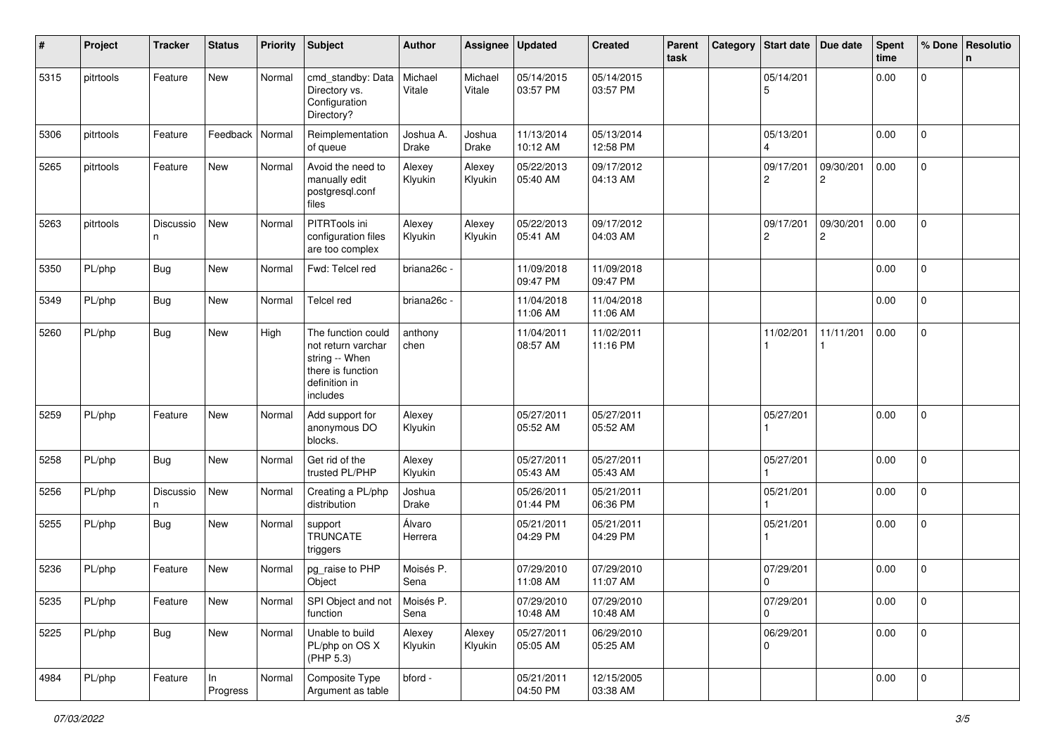| # | Project | Tracker | Status | Priority | Subject | Author | Assignee | Updated | Created | Parent task | Category | Start date | Due date | Spent time | % Done | Resolution |
|---|---|---|---|---|---|---|---|---|---|---|---|---|---|---|---|---|
| 5315 | pitrtools | Feature | New | Normal | cmd_standby: Data Directory vs. Configuration Directory? | Michael Vitale | Michael Vitale | 05/14/2015 03:57 PM | 05/14/2015 03:57 PM | | | 05/14/2015 | | 0.00 | 0 | |
| 5306 | pitrtools | Feature | Feedback | Normal | Reimplementation of queue | Joshua A. Drake | Joshua Drake | 11/13/2014 10:12 AM | 05/13/2014 12:58 PM | | | 05/13/2014 | | 0.00 | 0 | |
| 5265 | pitrtools | Feature | New | Normal | Avoid the need to manually edit postgresql.conf files | Alexey Klyukin | Alexey Klyukin | 05/22/2013 05:40 AM | 09/17/2012 04:13 AM | | | 09/17/2012 | 09/30/2012 | 0.00 | 0 | |
| 5263 | pitrtools | Discussion | New | Normal | PITRTools ini configuration files are too complex | Alexey Klyukin | Alexey Klyukin | 05/22/2013 05:41 AM | 09/17/2012 04:03 AM | | | 09/17/2012 | 09/30/2012 | 0.00 | 0 | |
| 5350 | PL/php | Bug | New | Normal | Fwd: Telcel red | briana26c - | | 11/09/2018 09:47 PM | 11/09/2018 09:47 PM | | | | | 0.00 | 0 | |
| 5349 | PL/php | Bug | New | Normal | Telcel red | briana26c - | | 11/04/2018 11:06 AM | 11/04/2018 11:06 AM | | | | | 0.00 | 0 | |
| 5260 | PL/php | Bug | New | High | The function could not return varchar string -- When there is function definition in includes | anthony chen | | 11/04/2011 08:57 AM | 11/02/2011 11:16 PM | | | 11/02/2011 | 11/11/2011 | 0.00 | 0 | |
| 5259 | PL/php | Feature | New | Normal | Add support for anonymous DO blocks. | Alexey Klyukin | | 05/27/2011 05:52 AM | 05/27/2011 05:52 AM | | | 05/27/2011 | | 0.00 | 0 | |
| 5258 | PL/php | Bug | New | Normal | Get rid of the trusted PL/PHP | Alexey Klyukin | | 05/27/2011 05:43 AM | 05/27/2011 05:43 AM | | | 05/27/2011 | | 0.00 | 0 | |
| 5256 | PL/php | Discussion | New | Normal | Creating a PL/php distribution | Joshua Drake | | 05/26/2011 01:44 PM | 05/21/2011 06:36 PM | | | 05/21/2011 | | 0.00 | 0 | |
| 5255 | PL/php | Bug | New | Normal | support TRUNCATE triggers | Álvaro Herrera | | 05/21/2011 04:29 PM | 05/21/2011 04:29 PM | | | 05/21/2011 | | 0.00 | 0 | |
| 5236 | PL/php | Feature | New | Normal | pg_raise to PHP Object | Moisés P. Sena | | 07/29/2010 11:08 AM | 07/29/2010 11:07 AM | | | 07/29/2010 | | 0.00 | 0 | |
| 5235 | PL/php | Feature | New | Normal | SPI Object and not function | Moisés P. Sena | | 07/29/2010 10:48 AM | 07/29/2010 10:48 AM | | | 07/29/2010 | | 0.00 | 0 | |
| 5225 | PL/php | Bug | New | Normal | Unable to build PL/php on OS X (PHP 5.3) | Alexey Klyukin | Alexey Klyukin | 05/27/2011 05:05 AM | 06/29/2010 05:25 AM | | | 06/29/2010 | | 0.00 | 0 | |
| 4984 | PL/php | Feature | In Progress | Normal | Composite Type Argument as table | bford - | | 05/21/2011 04:50 PM | 12/15/2005 03:38 AM | | | | | 0.00 | 0 | |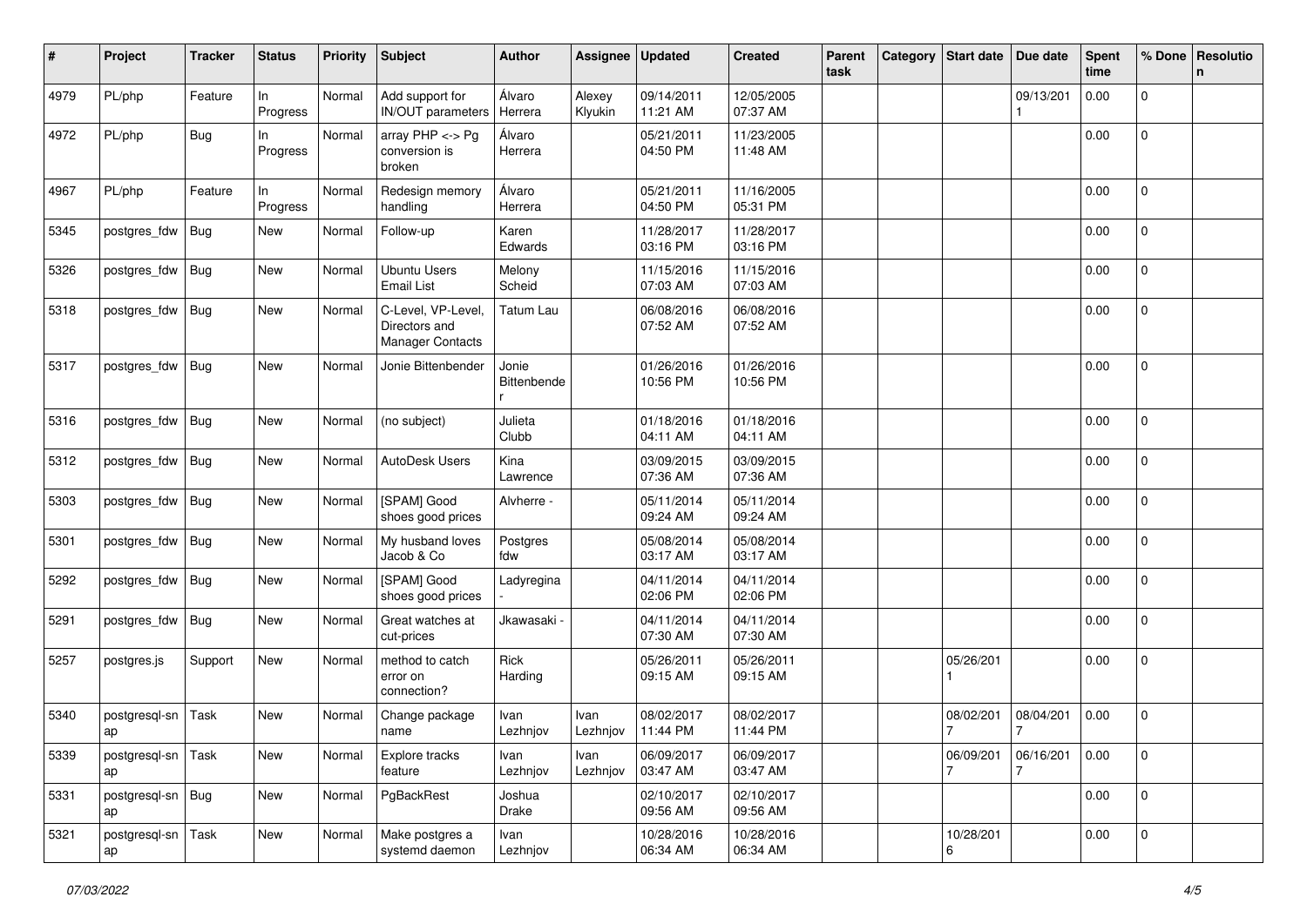| # | Project | Tracker | Status | Priority | Subject | Author | Assignee | Updated | Created | Parent task | Category | Start date | Due date | Spent time | % Done | Resolution |
|---|---|---|---|---|---|---|---|---|---|---|---|---|---|---|---|---|
| 4979 | PL/php | Feature | In Progress | Normal | Add support for IN/OUT parameters | Álvaro Herrera | Alexey Klyukin | 09/14/2011 11:21 AM | 12/05/2005 07:37 AM | | | | 09/13/2011 | 0.00 | 0 | |
| 4972 | PL/php | Bug | In Progress | Normal | array PHP <-> Pg conversion is broken | Álvaro Herrera | | 05/21/2011 04:50 PM | 11/23/2005 11:48 AM | | | | | 0.00 | 0 | |
| 4967 | PL/php | Feature | In Progress | Normal | Redesign memory handling | Álvaro Herrera | | 05/21/2011 04:50 PM | 11/16/2005 05:31 PM | | | | | 0.00 | 0 | |
| 5345 | postgres_fdw | Bug | New | Normal | Follow-up | Karen Edwards | | 11/28/2017 03:16 PM | 11/28/2017 03:16 PM | | | | | 0.00 | 0 | |
| 5326 | postgres_fdw | Bug | New | Normal | Ubuntu Users Email List | Melony Scheid | | 11/15/2016 07:03 AM | 11/15/2016 07:03 AM | | | | | 0.00 | 0 | |
| 5318 | postgres_fdw | Bug | New | Normal | C-Level, VP-Level, Directors and Manager Contacts | Tatum Lau | | 06/08/2016 07:52 AM | 06/08/2016 07:52 AM | | | | | 0.00 | 0 | |
| 5317 | postgres_fdw | Bug | New | Normal | Jonie Bittenbender | Jonie Bittenbender | | 01/26/2016 10:56 PM | 01/26/2016 10:56 PM | | | | | 0.00 | 0 | |
| 5316 | postgres_fdw | Bug | New | Normal | (no subject) | Julieta Clubb | | 01/18/2016 04:11 AM | 01/18/2016 04:11 AM | | | | | 0.00 | 0 | |
| 5312 | postgres_fdw | Bug | New | Normal | AutoDesk Users | Kina Lawrence | | 03/09/2015 07:36 AM | 03/09/2015 07:36 AM | | | | | 0.00 | 0 | |
| 5303 | postgres_fdw | Bug | New | Normal | [SPAM] Good shoes good prices | Alvherre - | | 05/11/2014 09:24 AM | 05/11/2014 09:24 AM | | | | | 0.00 | 0 | |
| 5301 | postgres_fdw | Bug | New | Normal | My husband loves Jacob & Co | Postgres fdw | | 05/08/2014 03:17 AM | 05/08/2014 03:17 AM | | | | | 0.00 | 0 | |
| 5292 | postgres_fdw | Bug | New | Normal | [SPAM] Good shoes good prices | Ladyregina - | | 04/11/2014 02:06 PM | 04/11/2014 02:06 PM | | | | | 0.00 | 0 | |
| 5291 | postgres_fdw | Bug | New | Normal | Great watches at cut-prices | Jkawasaki - | | 04/11/2014 07:30 AM | 04/11/2014 07:30 AM | | | | | 0.00 | 0 | |
| 5257 | postgres.js | Support | New | Normal | method to catch error on connection? | Rick Harding | | 05/26/2011 09:15 AM | 05/26/2011 09:15 AM | | | 05/26/2011 | | 0.00 | 0 | |
| 5340 | postgresql-snap | Task | New | Normal | Change package name | Ivan Lezhnjov | Ivan Lezhnjov | 08/02/2017 11:44 PM | 08/02/2017 11:44 PM | | | 08/02/2017 | 08/04/2017 | 0.00 | 0 | |
| 5339 | postgresql-snap | Task | New | Normal | Explore tracks feature | Ivan Lezhnjov | Ivan Lezhnjov | 06/09/2017 03:47 AM | 06/09/2017 03:47 AM | | | 06/09/2017 | 06/16/2017 | 0.00 | 0 | |
| 5331 | postgresql-snap | Bug | New | Normal | PgBackRest | Joshua Drake | | 02/10/2017 09:56 AM | 02/10/2017 09:56 AM | | | | | 0.00 | 0 | |
| 5321 | postgresql-snap | Task | New | Normal | Make postgres a systemd daemon | Ivan Lezhnjov | | 10/28/2016 06:34 AM | 10/28/2016 06:34 AM | | | 10/28/2016 | | 0.00 | 0 | |

*07/03/2022*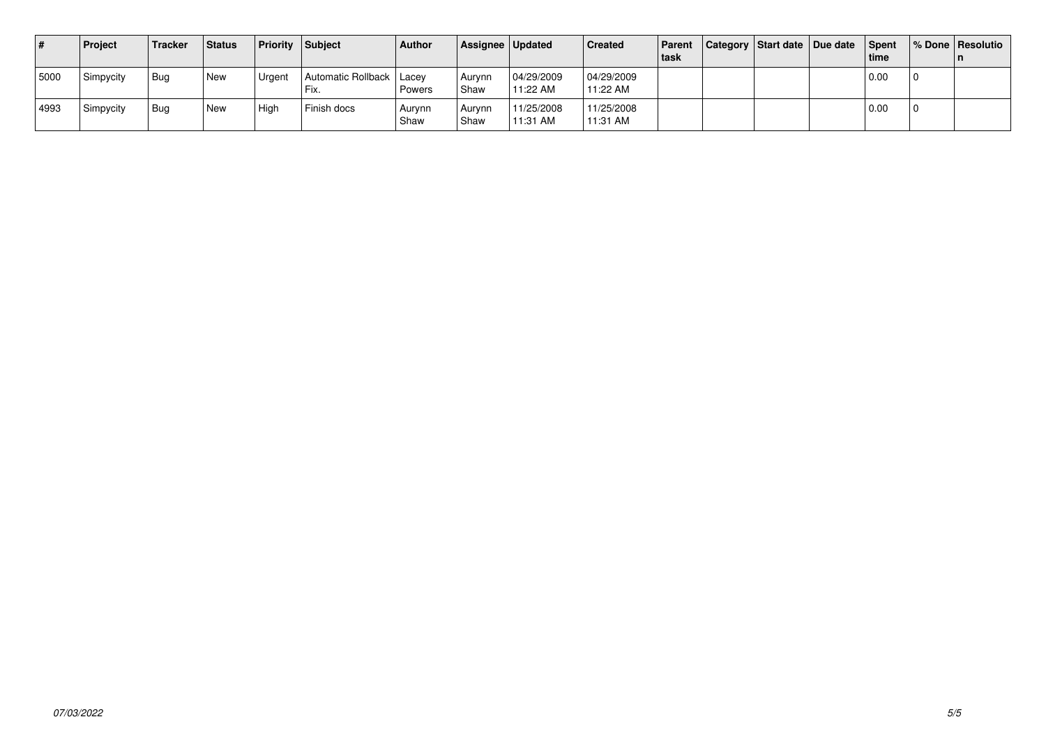| # | Project | Tracker | Status | Priority | Subject | Author | Assignee | Updated | Created | Parent task | Category | Start date | Due date | Spent time | % Done | Resolution |
|---|---|---|---|---|---|---|---|---|---|---|---|---|---|---|---|---|
| 5000 | Simpycity | Bug | New | Urgent | Automatic Rollback Fix. | Lacey Powers | Aurynn Shaw | 04/29/2009 11:22 AM | 04/29/2009 11:22 AM | | | | | 0.00 | 0 | |
| 4993 | Simpycity | Bug | New | High | Finish docs | Aurynn Shaw | Aurynn Shaw | 11/25/2008 11:31 AM | 11/25/2008 11:31 AM | | | | | 0.00 | 0 | |

*07/03/2022*